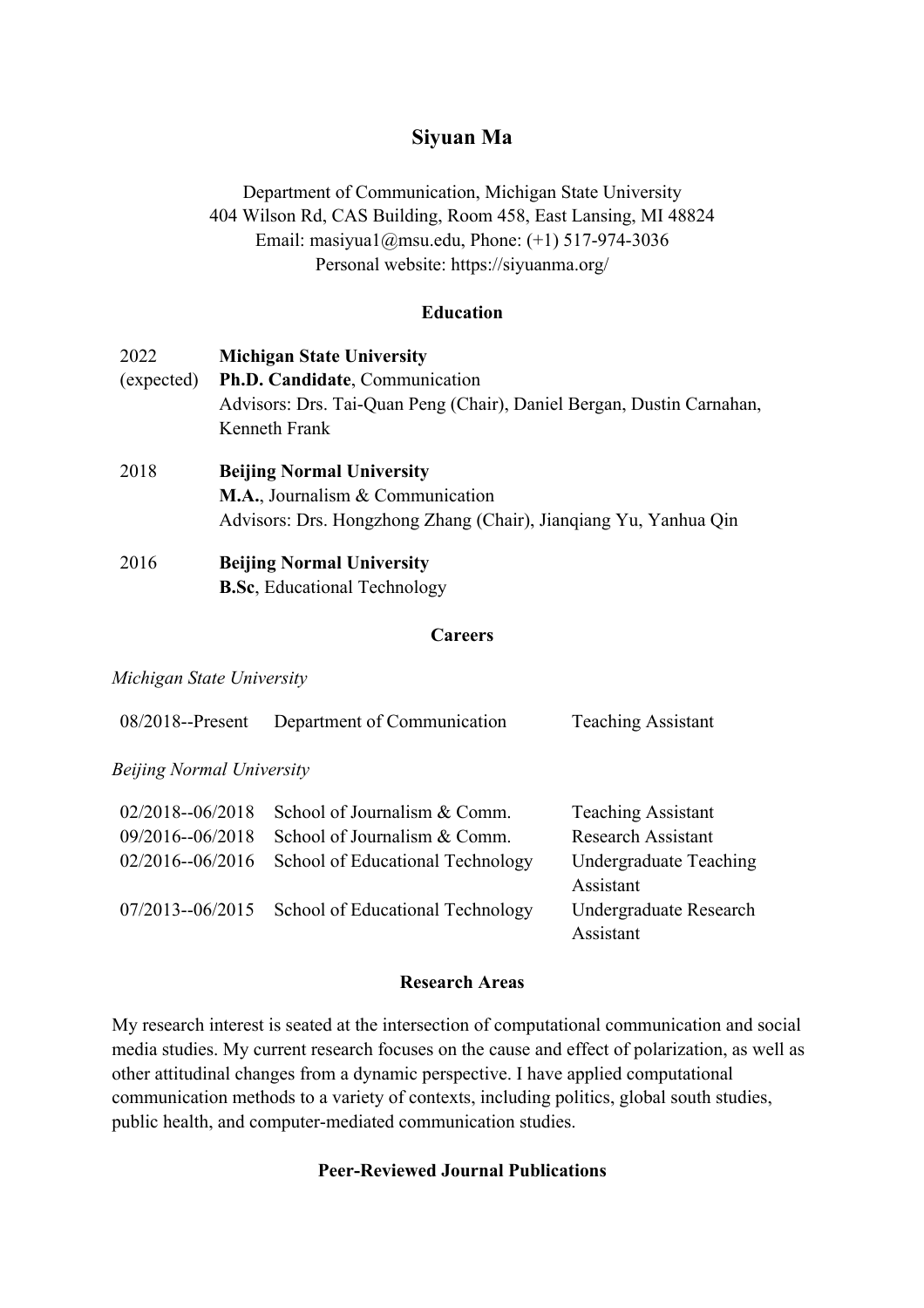# Siyuan Ma

Department of Communication, Michigan State University
404 Wilson Rd, CAS Building, Room 458, East Lansing, MI 48824
Email: masiyua1@msu.edu, Phone: (+1) 517-974-3036
Personal website: https://siyuanma.org/

## Education

| | |
|---|---|
| 2022 (expected) | **Michigan State University**<br>**Ph.D. Candidate**, Communication<br>Advisors: Drs. Tai-Quan Peng (Chair), Daniel Bergan, Dustin Carnahan, Kenneth Frank |
| 2018 | **Beijing Normal University**<br>**M.A.**, Journalism & Communication<br>Advisors: Drs. Hongzhong Zhang (Chair), Jianqiang Yu, Yanhua Qin |
| 2016 | **Beijing Normal University**<br>**B.Sc**, Educational Technology |

## Careers

*Michigan State University*

| | | |
|---|---|---|
| 08/2018--Present | Department of Communication | Teaching Assistant |

*Beijing Normal University*

| | | |
|---|---|---|
| 02/2018--06/2018 | School of Journalism & Comm. | Teaching Assistant |
| 09/2016--06/2018 | School of Journalism & Comm. | Research Assistant |
| 02/2016--06/2016 | School of Educational Technology | Undergraduate Teaching Assistant |
| 07/2013--06/2015 | School of Educational Technology | Undergraduate Research Assistant |

## Research Areas

My research interest is seated at the intersection of computational communication and social media studies. My current research focuses on the cause and effect of polarization, as well as other attitudinal changes from a dynamic perspective. I have applied computational communication methods to a variety of contexts, including politics, global south studies, public health, and computer-mediated communication studies.

## Peer-Reviewed Journal Publications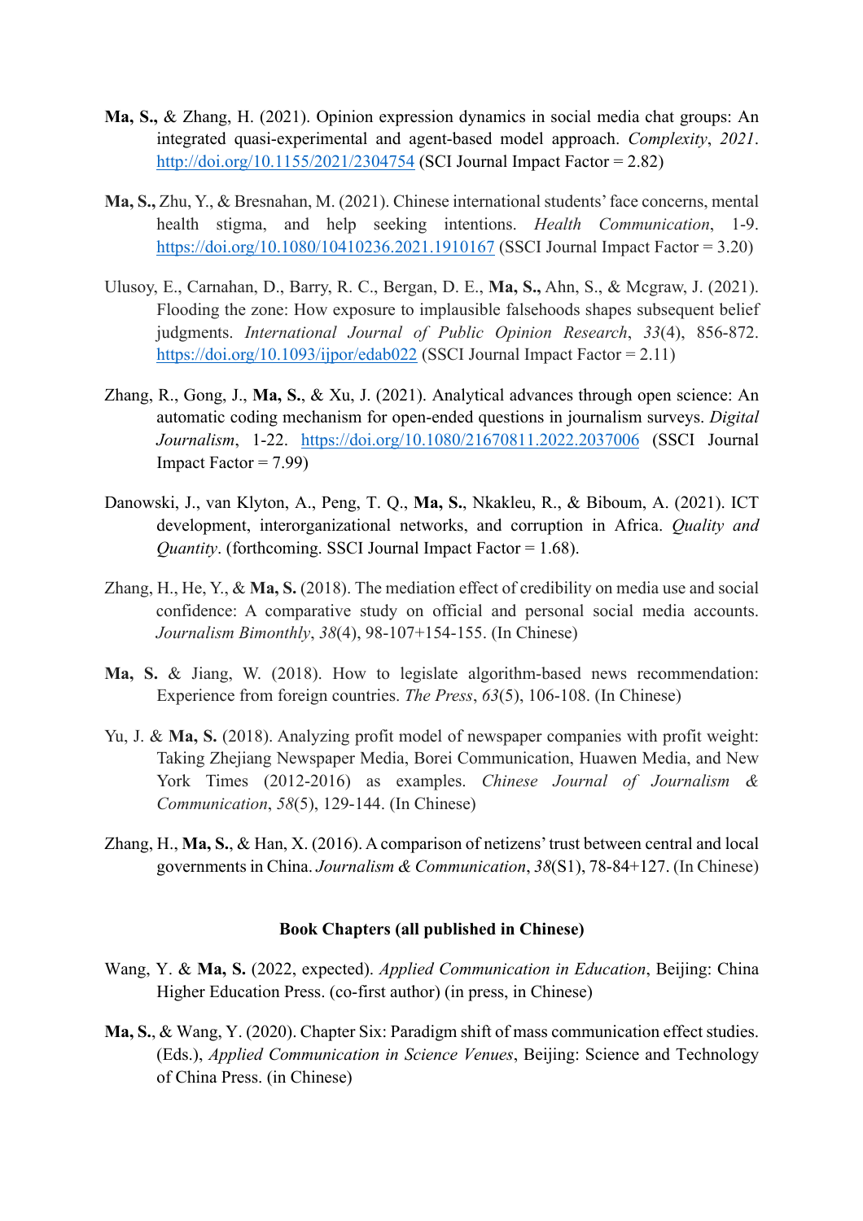**Ma, S.,** & Zhang, H. (2021). Opinion expression dynamics in social media chat groups: An integrated quasi-experimental and agent-based model approach. *Complexity*, *2021*. http://doi.org/10.1155/2021/2304754 (SCI Journal Impact Factor = 2.82)

**Ma, S.,** Zhu, Y., & Bresnahan, M. (2021). Chinese international students' face concerns, mental health stigma, and help seeking intentions. *Health Communication*, 1-9. https://doi.org/10.1080/10410236.2021.1910167 (SSCI Journal Impact Factor = 3.20)

Ulusoy, E., Carnahan, D., Barry, R. C., Bergan, D. E., **Ma, S.,** Ahn, S., & Mcgraw, J. (2021). Flooding the zone: How exposure to implausible falsehoods shapes subsequent belief judgments. *International Journal of Public Opinion Research*, *33*(4), 856-872. https://doi.org/10.1093/ijpor/edab022 (SSCI Journal Impact Factor = 2.11)

Zhang, R., Gong, J., **Ma, S.**, & Xu, J. (2021). Analytical advances through open science: An automatic coding mechanism for open-ended questions in journalism surveys. *Digital Journalism*, 1-22. https://doi.org/10.1080/21670811.2022.2037006 (SSCI Journal Impact Factor = 7.99)

Danowski, J., van Klyton, A., Peng, T. Q., **Ma, S.**, Nkakleu, R., & Biboum, A. (2021). ICT development, interorganizational networks, and corruption in Africa. *Quality and Quantity*. (forthcoming. SSCI Journal Impact Factor = 1.68).

Zhang, H., He, Y., & **Ma, S.** (2018). The mediation effect of credibility on media use and social confidence: A comparative study on official and personal social media accounts. *Journalism Bimonthly*, *38*(4), 98-107+154-155. (In Chinese)

**Ma, S.** & Jiang, W. (2018). How to legislate algorithm-based news recommendation: Experience from foreign countries. *The Press*, *63*(5), 106-108. (In Chinese)

Yu, J. & **Ma, S.** (2018). Analyzing profit model of newspaper companies with profit weight: Taking Zhejiang Newspaper Media, Borei Communication, Huawen Media, and New York Times (2012-2016) as examples. *Chinese Journal of Journalism & Communication*, *58*(5), 129-144. (In Chinese)

Zhang, H., **Ma, S.**, & Han, X. (2016). A comparison of netizens' trust between central and local governments in China. *Journalism & Communication*, *38*(S1), 78-84+127. (In Chinese)

### Book Chapters (all published in Chinese)

Wang, Y. & **Ma, S.** (2022, expected). *Applied Communication in Education*, Beijing: China Higher Education Press. (co-first author) (in press, in Chinese)

**Ma, S.**, & Wang, Y. (2020). Chapter Six: Paradigm shift of mass communication effect studies. (Eds.), *Applied Communication in Science Venues*, Beijing: Science and Technology of China Press. (in Chinese)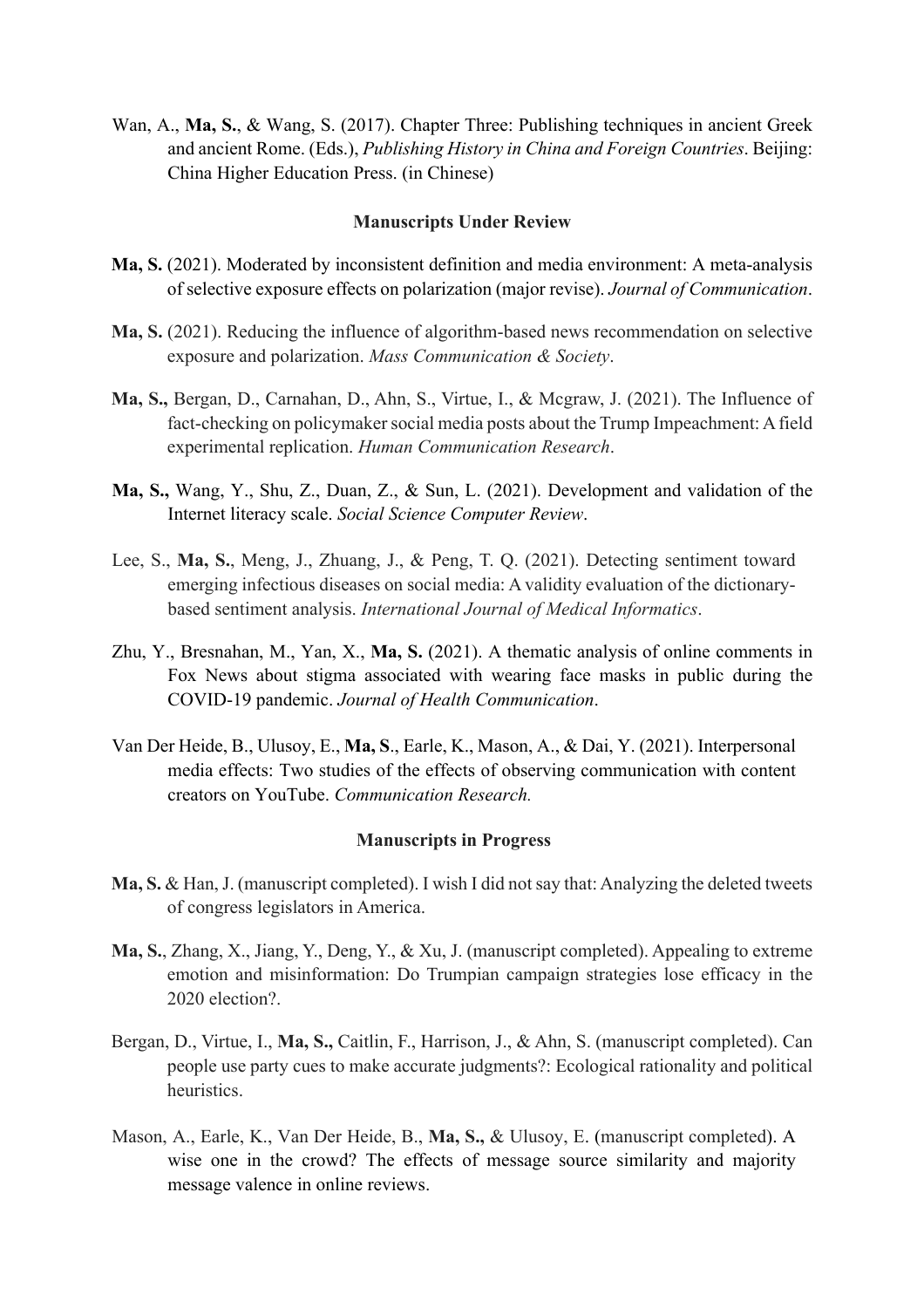Wan, A., **Ma, S.**, & Wang, S. (2017). Chapter Three: Publishing techniques in ancient Greek and ancient Rome. (Eds.), *Publishing History in China and Foreign Countries*. Beijing: China Higher Education Press. (in Chinese)

### Manuscripts Under Review

**Ma, S.** (2021). Moderated by inconsistent definition and media environment: A meta-analysis of selective exposure effects on polarization (major revise). *Journal of Communication*.

**Ma, S.** (2021). Reducing the influence of algorithm-based news recommendation on selective exposure and polarization. *Mass Communication & Society*.

**Ma, S.,** Bergan, D., Carnahan, D., Ahn, S., Virtue, I., & Mcgraw, J. (2021). The Influence of fact-checking on policymaker social media posts about the Trump Impeachment: A field experimental replication. *Human Communication Research*.

**Ma, S.,** Wang, Y., Shu, Z., Duan, Z., & Sun, L. (2021). Development and validation of the Internet literacy scale. *Social Science Computer Review*.

Lee, S., **Ma, S.**, Meng, J., Zhuang, J., & Peng, T. Q. (2021). Detecting sentiment toward emerging infectious diseases on social media: A validity evaluation of the dictionary-based sentiment analysis. *International Journal of Medical Informatics*.

Zhu, Y., Bresnahan, M., Yan, X., **Ma, S.** (2021). A thematic analysis of online comments in Fox News about stigma associated with wearing face masks in public during the COVID-19 pandemic. *Journal of Health Communication*.

Van Der Heide, B., Ulusoy, E., **Ma, S**., Earle, K., Mason, A., & Dai, Y. (2021). Interpersonal media effects: Two studies of the effects of observing communication with content creators on YouTube. *Communication Research.*

### Manuscripts in Progress

**Ma, S.** & Han, J. (manuscript completed). I wish I did not say that: Analyzing the deleted tweets of congress legislators in America.

**Ma, S.**, Zhang, X., Jiang, Y., Deng, Y., & Xu, J. (manuscript completed). Appealing to extreme emotion and misinformation: Do Trumpian campaign strategies lose efficacy in the 2020 election?.

Bergan, D., Virtue, I., **Ma, S.,** Caitlin, F., Harrison, J., & Ahn, S. (manuscript completed). Can people use party cues to make accurate judgments?: Ecological rationality and political heuristics.

Mason, A., Earle, K., Van Der Heide, B., **Ma, S.,** & Ulusoy, E. (manuscript completed). A wise one in the crowd? The effects of message source similarity and majority message valence in online reviews.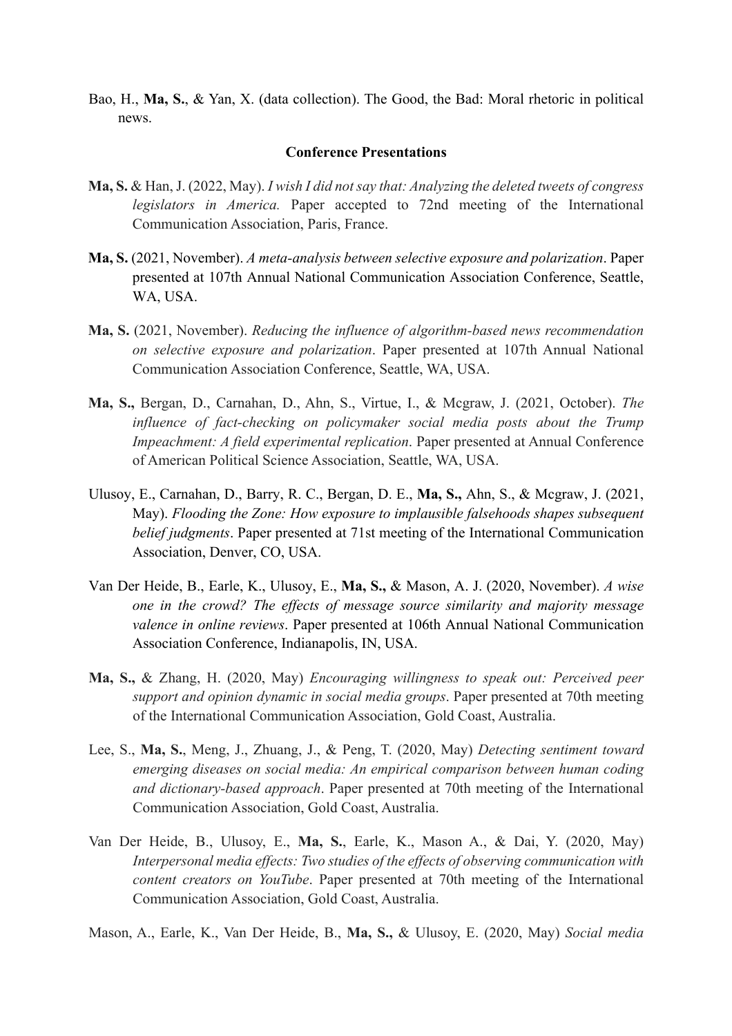Bao, H., **Ma, S.**, & Yan, X. (data collection). The Good, the Bad: Moral rhetoric in political news.

**Conference Presentations**

**Ma, S.** & Han, J. (2022, May). *I wish I did not say that: Analyzing the deleted tweets of congress legislators in America.* Paper accepted to 72nd meeting of the International Communication Association, Paris, France.

**Ma, S.** (2021, November). *A meta-analysis between selective exposure and polarization*. Paper presented at 107th Annual National Communication Association Conference, Seattle, WA, USA.

**Ma, S.** (2021, November). *Reducing the influence of algorithm-based news recommendation on selective exposure and polarization*. Paper presented at 107th Annual National Communication Association Conference, Seattle, WA, USA.

**Ma, S.,** Bergan, D., Carnahan, D., Ahn, S., Virtue, I., & Mcgraw, J. (2021, October). *The influence of fact-checking on policymaker social media posts about the Trump Impeachment: A field experimental replication*. Paper presented at Annual Conference of American Political Science Association, Seattle, WA, USA.

Ulusoy, E., Carnahan, D., Barry, R. C., Bergan, D. E., **Ma, S.,** Ahn, S., & Mcgraw, J. (2021, May). *Flooding the Zone: How exposure to implausible falsehoods shapes subsequent belief judgments*. Paper presented at 71st meeting of the International Communication Association, Denver, CO, USA.

Van Der Heide, B., Earle, K., Ulusoy, E., **Ma, S.,** & Mason, A. J. (2020, November). *A wise one in the crowd? The effects of message source similarity and majority message valence in online reviews*. Paper presented at 106th Annual National Communication Association Conference, Indianapolis, IN, USA.

**Ma, S.,** & Zhang, H. (2020, May) *Encouraging willingness to speak out: Perceived peer support and opinion dynamic in social media groups*. Paper presented at 70th meeting of the International Communication Association, Gold Coast, Australia.

Lee, S., **Ma, S.**, Meng, J., Zhuang, J., & Peng, T. (2020, May) *Detecting sentiment toward emerging diseases on social media: An empirical comparison between human coding and dictionary-based approach*. Paper presented at 70th meeting of the International Communication Association, Gold Coast, Australia.

Van Der Heide, B., Ulusoy, E., **Ma, S.**, Earle, K., Mason A., & Dai, Y. (2020, May) *Interpersonal media effects: Two studies of the effects of observing communication with content creators on YouTube*. Paper presented at 70th meeting of the International Communication Association, Gold Coast, Australia.

Mason, A., Earle, K., Van Der Heide, B., **Ma, S.,** & Ulusoy, E. (2020, May) *Social media*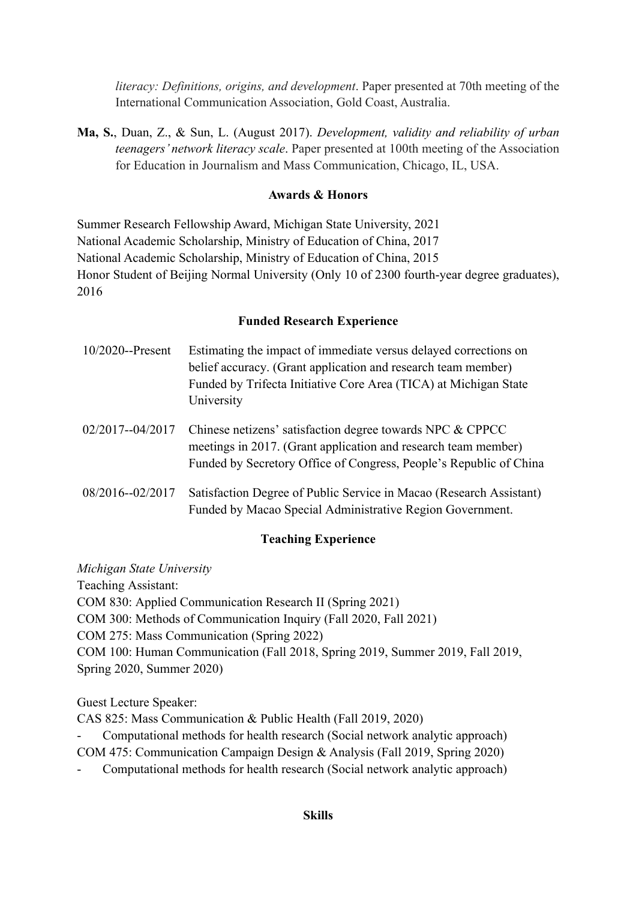*literacy: Definitions, origins, and development*. Paper presented at 70th meeting of the International Communication Association, Gold Coast, Australia.

**Ma, S.**, Duan, Z., & Sun, L. (August 2017). *Development, validity and reliability of urban teenagers' network literacy scale*. Paper presented at 100th meeting of the Association for Education in Journalism and Mass Communication, Chicago, IL, USA.

## Awards & Honors

Summer Research Fellowship Award, Michigan State University, 2021
National Academic Scholarship, Ministry of Education of China, 2017
National Academic Scholarship, Ministry of Education of China, 2015
Honor Student of Beijing Normal University (Only 10 of 2300 fourth-year degree graduates), 2016

## Funded Research Experience

| | |
|---|---|
| 10/2020--Present | Estimating the impact of immediate versus delayed corrections on belief accuracy. (Grant application and research team member) Funded by Trifecta Initiative Core Area (TICA) at Michigan State University |
| 02/2017--04/2017 | Chinese netizens' satisfaction degree towards NPC & CPPCC meetings in 2017. (Grant application and research team member) Funded by Secretory Office of Congress, People's Republic of China |
| 08/2016--02/2017 | Satisfaction Degree of Public Service in Macao (Research Assistant) Funded by Macao Special Administrative Region Government. |

## Teaching Experience

*Michigan State University*
Teaching Assistant:
COM 830: Applied Communication Research II (Spring 2021)
COM 300: Methods of Communication Inquiry (Fall 2020, Fall 2021)
COM 275: Mass Communication (Spring 2022)
COM 100: Human Communication (Fall 2018, Spring 2019, Summer 2019, Fall 2019, Spring 2020, Summer 2020)

Guest Lecture Speaker:
CAS 825: Mass Communication & Public Health (Fall 2019, 2020)
- Computational methods for health research (Social network analytic approach)

COM 475: Communication Campaign Design & Analysis (Fall 2019, Spring 2020)
- Computational methods for health research (Social network analytic approach)

## Skills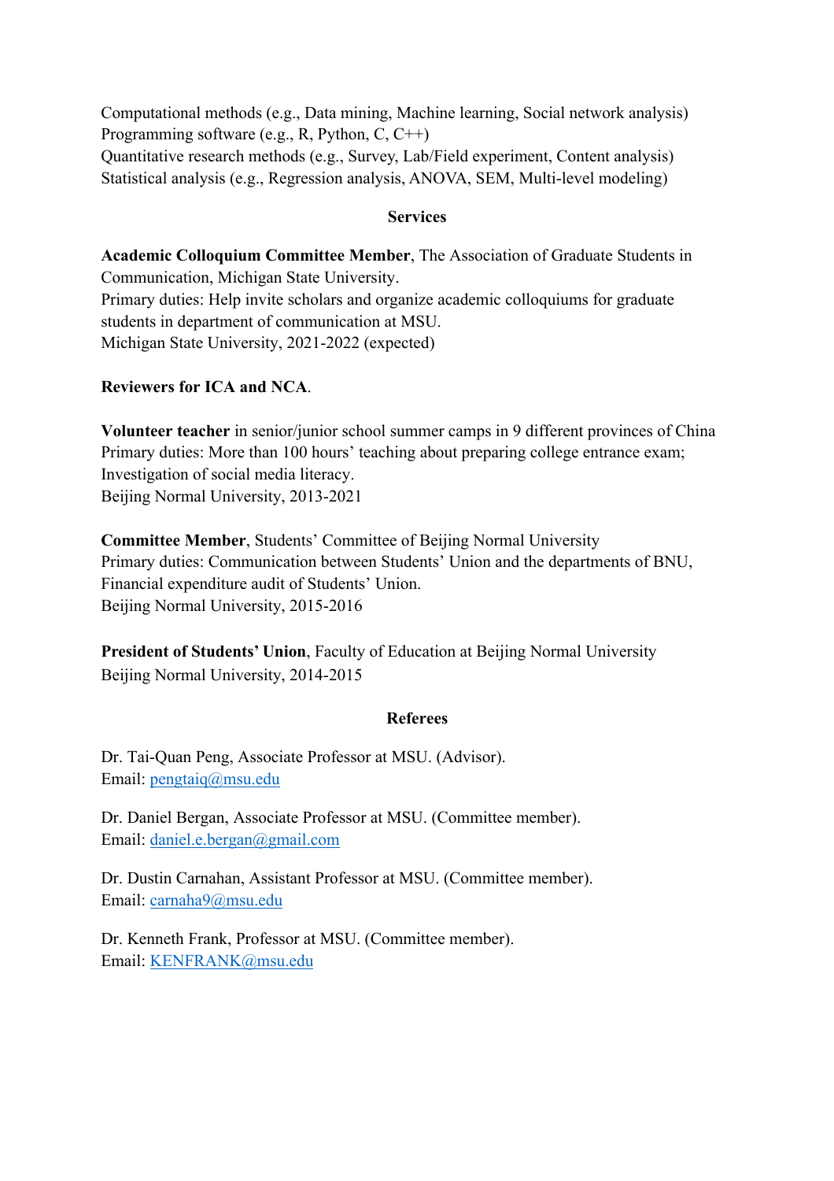Computational methods (e.g., Data mining, Machine learning, Social network analysis)
Programming software (e.g., R, Python, C, C++)
Quantitative research methods (e.g., Survey, Lab/Field experiment, Content analysis)
Statistical analysis (e.g., Regression analysis, ANOVA, SEM, Multi-level modeling)

## Services

**Academic Colloquium Committee Member**, The Association of Graduate Students in Communication, Michigan State University.
Primary duties: Help invite scholars and organize academic colloquiums for graduate students in department of communication at MSU.
Michigan State University, 2021-2022 (expected)

**Reviewers for ICA and NCA**.

**Volunteer teacher** in senior/junior school summer camps in 9 different provinces of China
Primary duties: More than 100 hours' teaching about preparing college entrance exam; Investigation of social media literacy.
Beijing Normal University, 2013-2021

**Committee Member**, Students' Committee of Beijing Normal University
Primary duties: Communication between Students' Union and the departments of BNU, Financial expenditure audit of Students' Union.
Beijing Normal University, 2015-2016

**President of Students' Union**, Faculty of Education at Beijing Normal University
Beijing Normal University, 2014-2015

## Referees

Dr. Tai-Quan Peng, Associate Professor at MSU. (Advisor).
Email: pengtaiq@msu.edu

Dr. Daniel Bergan, Associate Professor at MSU. (Committee member).
Email: daniel.e.bergan@gmail.com

Dr. Dustin Carnahan, Assistant Professor at MSU. (Committee member).
Email: carnaha9@msu.edu

Dr. Kenneth Frank, Professor at MSU. (Committee member).
Email: KENFRANK@msu.edu